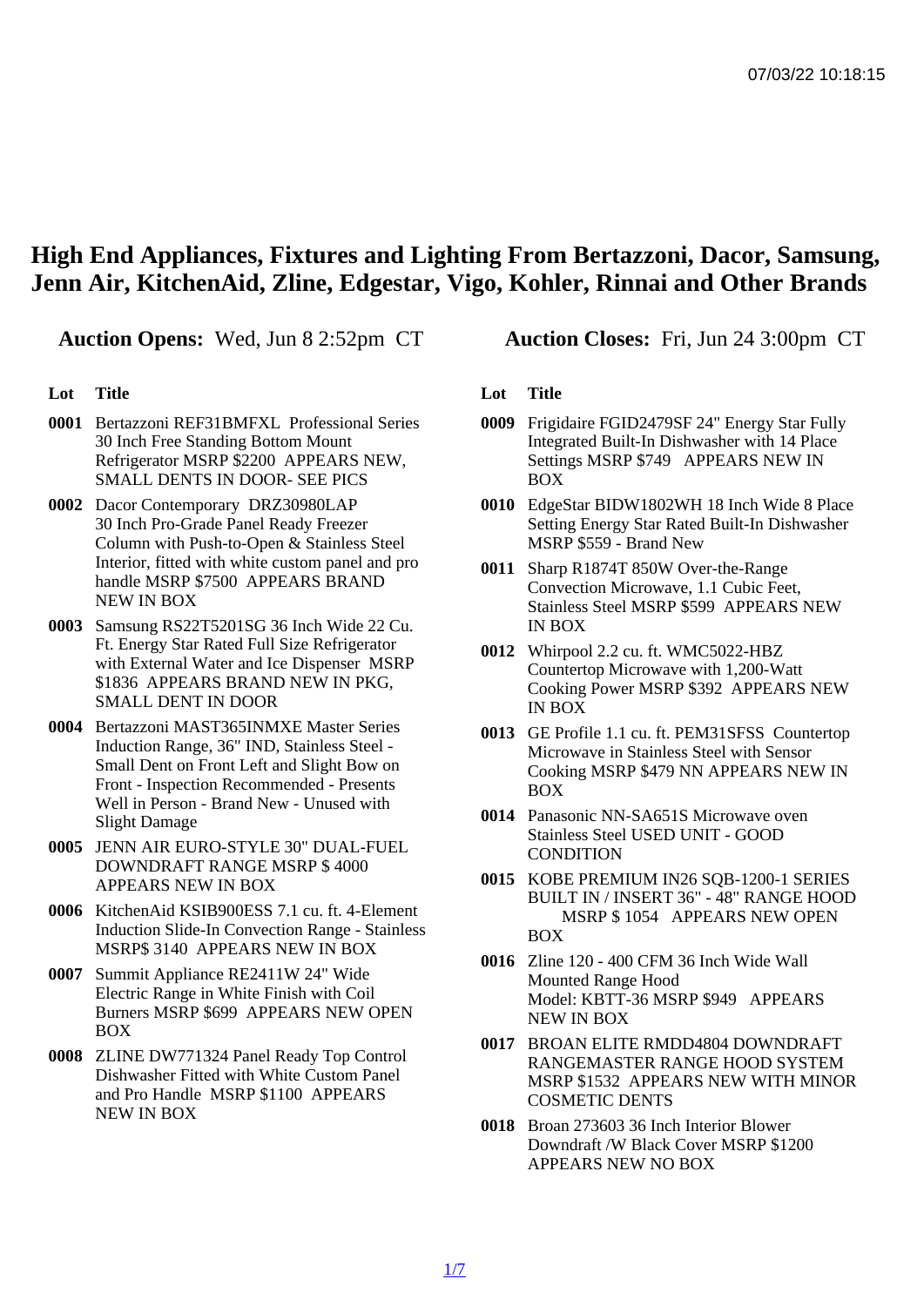07/03/22 10:18:15

# High End Appliances, Fixtures and Lighting From Bertazzoni, Dacor, Samsung, Jenn Air, KitchenAid, Zline, Edgestar, Vigo, Kohler, Rinnai and Other Brands

**Auction Opens:** Wed, Jun 8 2:52pm CT **Auction Closes:** Fri, Jun 24 3:00pm CT

| Lot | Title |
|---|---|
| **0001** | Bertazzoni REF31BMFXL Professional Series 30 Inch Free Standing Bottom Mount Refrigerator MSRP $2200 APPEARS NEW, SMALL DENTS IN DOOR- SEE PICS |
| **0002** | Dacor Contemporary DRZ30980LAP 30 Inch Pro-Grade Panel Ready Freezer Column with Push-to-Open & Stainless Steel Interior, fitted with white custom panel and pro handle MSRP $7500 APPEARS BRAND NEW IN BOX |
| **0003** | Samsung RS22T5201SG 36 Inch Wide 22 Cu. Ft. Energy Star Rated Full Size Refrigerator with External Water and Ice Dispenser MSRP $1836 APPEARS BRAND NEW IN PKG, SMALL DENT IN DOOR |
| **0004** | Bertazzoni MAST365INMXE Master Series Induction Range, 36" IND, Stainless Steel - Small Dent on Front Left and Slight Bow on Front - Inspection Recommended - Presents Well in Person - Brand New - Unused with Slight Damage |
| **0005** | JENN AIR EURO-STYLE 30" DUAL-FUEL DOWNDRAFT RANGE MSRP $ 4000 APPEARS NEW IN BOX |
| **0006** | KitchenAid KSIB900ESS 7.1 cu. ft. 4-Element Induction Slide-In Convection Range - Stainless MSRP$ 3140 APPEARS NEW IN BOX |
| **0007** | Summit Appliance RE2411W 24" Wide Electric Range in White Finish with Coil Burners MSRP $699 APPEARS NEW OPEN BOX |
| **0008** | ZLINE DW771324 Panel Ready Top Control Dishwasher Fitted with White Custom Panel and Pro Handle MSRP $1100 APPEARS NEW IN BOX |
| **0009** | Frigidaire FGID2479SF 24" Energy Star Fully Integrated Built-In Dishwasher with 14 Place Settings MSRP $749 APPEARS NEW IN BOX |
| **0010** | EdgeStar BIDW1802WH 18 Inch Wide 8 Place Setting Energy Star Rated Built-In Dishwasher MSRP $559 - Brand New |
| **0011** | Sharp R1874T 850W Over-the-Range Convection Microwave, 1.1 Cubic Feet, Stainless Steel MSRP $599 APPEARS NEW IN BOX |
| **0012** | Whirpool 2.2 cu. ft. WMC5022-HBZ Countertop Microwave with 1,200-Watt Cooking Power MSRP $392 APPEARS NEW IN BOX |
| **0013** | GE Profile 1.1 cu. ft. PEM31SFSS Countertop Microwave in Stainless Steel with Sensor Cooking MSRP $479 NN APPEARS NEW IN BOX |
| **0014** | Panasonic NN-SA651S Microwave oven Stainless Steel USED UNIT - GOOD CONDITION |
| **0015** | KOBE PREMIUM IN26 SQB-1200-1 SERIES BUILT IN / INSERT 36" - 48" RANGE HOOD MSRP $ 1054 APPEARS NEW OPEN BOX |
| **0016** | Zline 120 - 400 CFM 36 Inch Wide Wall Mounted Range Hood Model: KBTT-36 MSRP $949 APPEARS NEW IN BOX |
| **0017** | BROAN ELITE RMDD4804 DOWNDRAFT RANGEMASTER RANGE HOOD SYSTEM MSRP $1532 APPEARS NEW WITH MINOR COSMETIC DENTS |
| **0018** | Broan 273603 36 Inch Interior Blower Downdraft /W Black Cover MSRP $1200 APPEARS NEW NO BOX |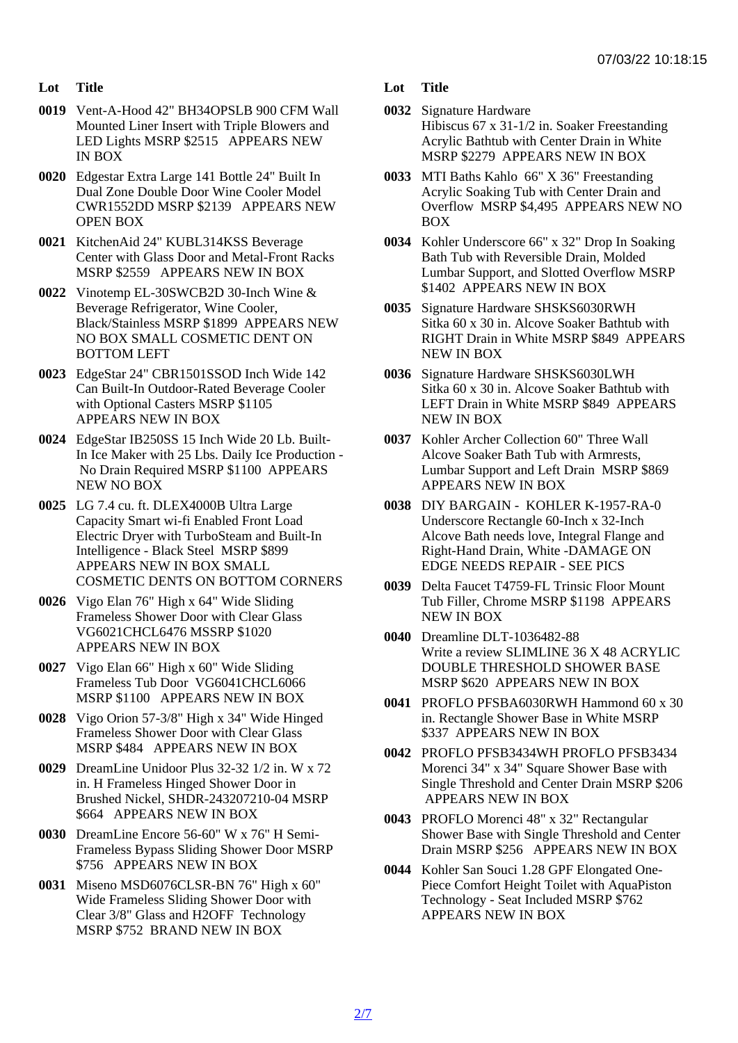| Lot | Title |
|---|---|
| 0019 | Vent-A-Hood 42" BH34OPSLB 900 CFM Wall Mounted Liner Insert with Triple Blowers and LED Lights MSRP $2515 APPEARS NEW IN BOX |
| 0020 | Edgestar Extra Large 141 Bottle 24" Built In Dual Zone Double Door Wine Cooler Model CWR1552DD MSRP $2139 APPEARS NEW OPEN BOX |
| 0021 | KitchenAid 24" KUBL314KSS Beverage Center with Glass Door and Metal-Front Racks MSRP $2559 APPEARS NEW IN BOX |
| 0022 | Vinotemp EL-30SWCB2D 30-Inch Wine & Beverage Refrigerator, Wine Cooler, Black/Stainless MSRP $1899 APPEARS NEW NO BOX SMALL COSMETIC DENT ON BOTTOM LEFT |
| 0023 | EdgeStar 24" CBR1501SSOD Inch Wide 142 Can Built-In Outdoor-Rated Beverage Cooler with Optional Casters MSRP $1105 APPEARS NEW IN BOX |
| 0024 | EdgeStar IB250SS 15 Inch Wide 20 Lb. Built-In Ice Maker with 25 Lbs. Daily Ice Production - No Drain Required MSRP $1100 APPEARS NEW NO BOX |
| 0025 | LG 7.4 cu. ft. DLEX4000B Ultra Large Capacity Smart wi-fi Enabled Front Load Electric Dryer with TurboSteam and Built-In Intelligence - Black Steel MSRP $899 APPEARS NEW IN BOX SMALL COSMETIC DENTS ON BOTTOM CORNERS |
| 0026 | Vigo Elan 76" High x 64" Wide Sliding Frameless Shower Door with Clear Glass VG6021CHCL6476 MSSRP $1020 APPEARS NEW IN BOX |
| 0027 | Vigo Elan 66" High x 60" Wide Sliding Frameless Tub Door VG6041CHCL6066 MSRP $1100 APPEARS NEW IN BOX |
| 0028 | Vigo Orion 57-3/8" High x 34" Wide Hinged Frameless Shower Door with Clear Glass MSRP $484 APPEARS NEW IN BOX |
| 0029 | DreamLine Unidoor Plus 32-32 1/2 in. W x 72 in. H Frameless Hinged Shower Door in Brushed Nickel, SHDR-243207210-04 MSRP $664 APPEARS NEW IN BOX |
| 0030 | DreamLine Encore 56-60" W x 76" H Semi-Frameless Bypass Sliding Shower Door MSRP $756 APPEARS NEW IN BOX |
| 0031 | Miseno MSD6076CLSR-BN 76" High x 60" Wide Frameless Sliding Shower Door with Clear 3/8" Glass and H2OFF Technology MSRP $752 BRAND NEW IN BOX |
| 0032 | Signature Hardware Hibiscus 67 x 31-1/2 in. Soaker Freestanding Acrylic Bathtub with Center Drain in White MSRP $2279 APPEARS NEW IN BOX |
| 0033 | MTI Baths Kahlo 66" X 36" Freestanding Acrylic Soaking Tub with Center Drain and Overflow MSRP $4,495 APPEARS NEW NO BOX |
| 0034 | Kohler Underscore 66" x 32" Drop In Soaking Bath Tub with Reversible Drain, Molded Lumbar Support, and Slotted Overflow MSRP $1402 APPEARS NEW IN BOX |
| 0035 | Signature Hardware SHSKS6030RWH Sitka 60 x 30 in. Alcove Soaker Bathtub with RIGHT Drain in White MSRP $849 APPEARS NEW IN BOX |
| 0036 | Signature Hardware SHSKS6030LWH Sitka 60 x 30 in. Alcove Soaker Bathtub with LEFT Drain in White MSRP $849 APPEARS NEW IN BOX |
| 0037 | Kohler Archer Collection 60" Three Wall Alcove Soaker Bath Tub with Armrests, Lumbar Support and Left Drain MSRP $869 APPEARS NEW IN BOX |
| 0038 | DIY BARGAIN - KOHLER K-1957-RA-0 Underscore Rectangle 60-Inch x 32-Inch Alcove Bath needs love, Integral Flange and Right-Hand Drain, White -DAMAGE ON EDGE NEEDS REPAIR - SEE PICS |
| 0039 | Delta Faucet T4759-FL Trinsic Floor Mount Tub Filler, Chrome MSRP $1198 APPEARS NEW IN BOX |
| 0040 | Dreamline DLT-1036482-88 Write a review SLIMLINE 36 X 48 ACRYLIC DOUBLE THRESHOLD SHOWER BASE MSRP $620 APPEARS NEW IN BOX |
| 0041 | PROFLO PFSBA6030RWH Hammond 60 x 30 in. Rectangle Shower Base in White MSRP $337 APPEARS NEW IN BOX |
| 0042 | PROFLO PFSB3434WH PROFLO PFSB3434 Morenci 34" x 34" Square Shower Base with Single Threshold and Center Drain MSRP $206 APPEARS NEW IN BOX |
| 0043 | PROFLO Morenci 48" x 32" Rectangular Shower Base with Single Threshold and Center Drain MSRP $256 APPEARS NEW IN BOX |
| 0044 | Kohler San Souci 1.28 GPF Elongated One-Piece Comfort Height Toilet with AquaPiston Technology - Seat Included MSRP $762 APPEARS NEW IN BOX |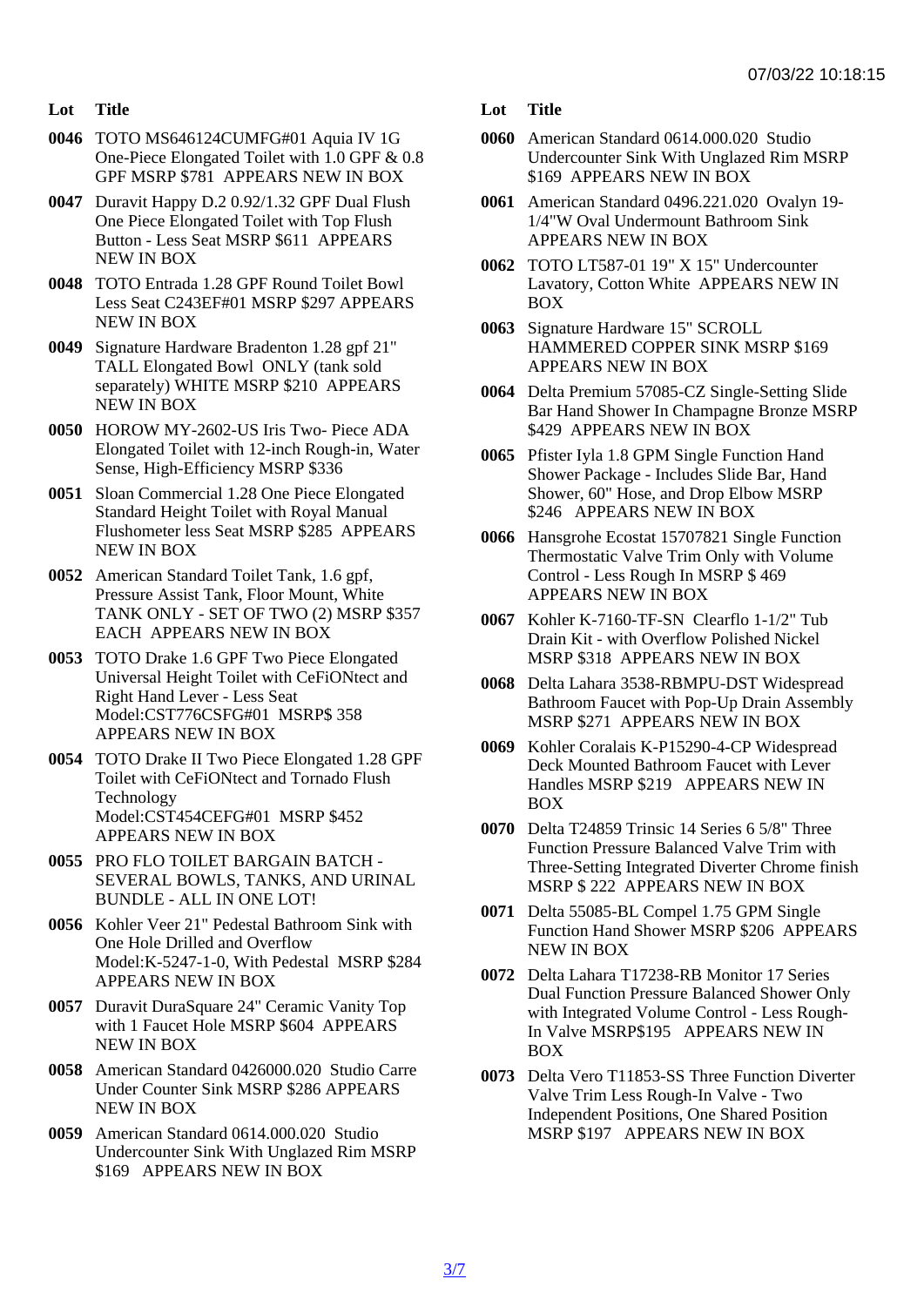| Lot | Title |
| --- | --- |
| 0046 | TOTO MS646124CUMFG#01 Aquia IV 1G One-Piece Elongated Toilet with 1.0 GPF & 0.8 GPF MSRP $781 APPEARS NEW IN BOX |
| 0047 | Duravit Happy D.2 0.92/1.32 GPF Dual Flush One Piece Elongated Toilet with Top Flush Button - Less Seat MSRP $611 APPEARS NEW IN BOX |
| 0048 | TOTO Entrada 1.28 GPF Round Toilet Bowl Less Seat C243EF#01 MSRP $297 APPEARS NEW IN BOX |
| 0049 | Signature Hardware Bradenton 1.28 gpf 21" TALL Elongated Bowl ONLY (tank sold separately) WHITE MSRP $210 APPEARS NEW IN BOX |
| 0050 | HOROW MY-2602-US Iris Two- Piece ADA Elongated Toilet with 12-inch Rough-in, Water Sense, High-Efficiency MSRP $336 |
| 0051 | Sloan Commercial 1.28 One Piece Elongated Standard Height Toilet with Royal Manual Flushometer less Seat MSRP $285 APPEARS NEW IN BOX |
| 0052 | American Standard Toilet Tank, 1.6 gpf, Pressure Assist Tank, Floor Mount, White TANK ONLY - SET OF TWO (2) MSRP $357 EACH APPEARS NEW IN BOX |
| 0053 | TOTO Drake 1.6 GPF Two Piece Elongated Universal Height Toilet with CeFiONtect and Right Hand Lever - Less Seat Model:CST776CSFG#01 MSRP$ 358 APPEARS NEW IN BOX |
| 0054 | TOTO Drake II Two Piece Elongated 1.28 GPF Toilet with CeFiONtect and Tornado Flush Technology Model:CST454CEFG#01 MSRP $452 APPEARS NEW IN BOX |
| 0055 | PRO FLO TOILET BARGAIN BATCH - SEVERAL BOWLS, TANKS, AND URINAL BUNDLE - ALL IN ONE LOT! |
| 0056 | Kohler Veer 21" Pedestal Bathroom Sink with One Hole Drilled and Overflow Model:K-5247-1-0, With Pedestal MSRP $284 APPEARS NEW IN BOX |
| 0057 | Duravit DuraSquare 24" Ceramic Vanity Top with 1 Faucet Hole MSRP $604 APPEARS NEW IN BOX |
| 0058 | American Standard 0426000.020 Studio Carre Under Counter Sink MSRP $286 APPEARS NEW IN BOX |
| 0059 | American Standard 0614.000.020 Studio Undercounter Sink With Unglazed Rim MSRP $169 APPEARS NEW IN BOX |
| 0060 | American Standard 0614.000.020 Studio Undercounter Sink With Unglazed Rim MSRP $169 APPEARS NEW IN BOX |
| 0061 | American Standard 0496.221.020 Ovalyn 19-1/4"W Oval Undermount Bathroom Sink APPEARS NEW IN BOX |
| 0062 | TOTO LT587-01 19" X 15" Undercounter Lavatory, Cotton White APPEARS NEW IN BOX |
| 0063 | Signature Hardware 15" SCROLL HAMMERED COPPER SINK MSRP $169 APPEARS NEW IN BOX |
| 0064 | Delta Premium 57085-CZ Single-Setting Slide Bar Hand Shower In Champagne Bronze MSRP $429 APPEARS NEW IN BOX |
| 0065 | Pfister Iyla 1.8 GPM Single Function Hand Shower Package - Includes Slide Bar, Hand Shower, 60" Hose, and Drop Elbow MSRP $246 APPEARS NEW IN BOX |
| 0066 | Hansgrohe Ecostat 15707821 Single Function Thermostatic Valve Trim Only with Volume Control - Less Rough In MSRP $ 469 APPEARS NEW IN BOX |
| 0067 | Kohler K-7160-TF-SN Clearflo 1-1/2" Tub Drain Kit - with Overflow Polished Nickel MSRP $318 APPEARS NEW IN BOX |
| 0068 | Delta Lahara 3538-RBMPU-DST Widespread Bathroom Faucet with Pop-Up Drain Assembly MSRP $271 APPEARS NEW IN BOX |
| 0069 | Kohler Coralais K-P15290-4-CP Widespread Deck Mounted Bathroom Faucet with Lever Handles MSRP $219 APPEARS NEW IN BOX |
| 0070 | Delta T24859 Trinsic 14 Series 6 5/8" Three Function Pressure Balanced Valve Trim with Three-Setting Integrated Diverter Chrome finish MSRP $ 222 APPEARS NEW IN BOX |
| 0071 | Delta 55085-BL Compel 1.75 GPM Single Function Hand Shower MSRP $206 APPEARS NEW IN BOX |
| 0072 | Delta Lahara T17238-RB Monitor 17 Series Dual Function Pressure Balanced Shower Only with Integrated Volume Control - Less Rough-In Valve MSRP$195 APPEARS NEW IN BOX |
| 0073 | Delta Vero T11853-SS Three Function Diverter Valve Trim Less Rough-In Valve - Two Independent Positions, One Shared Position MSRP $197 APPEARS NEW IN BOX |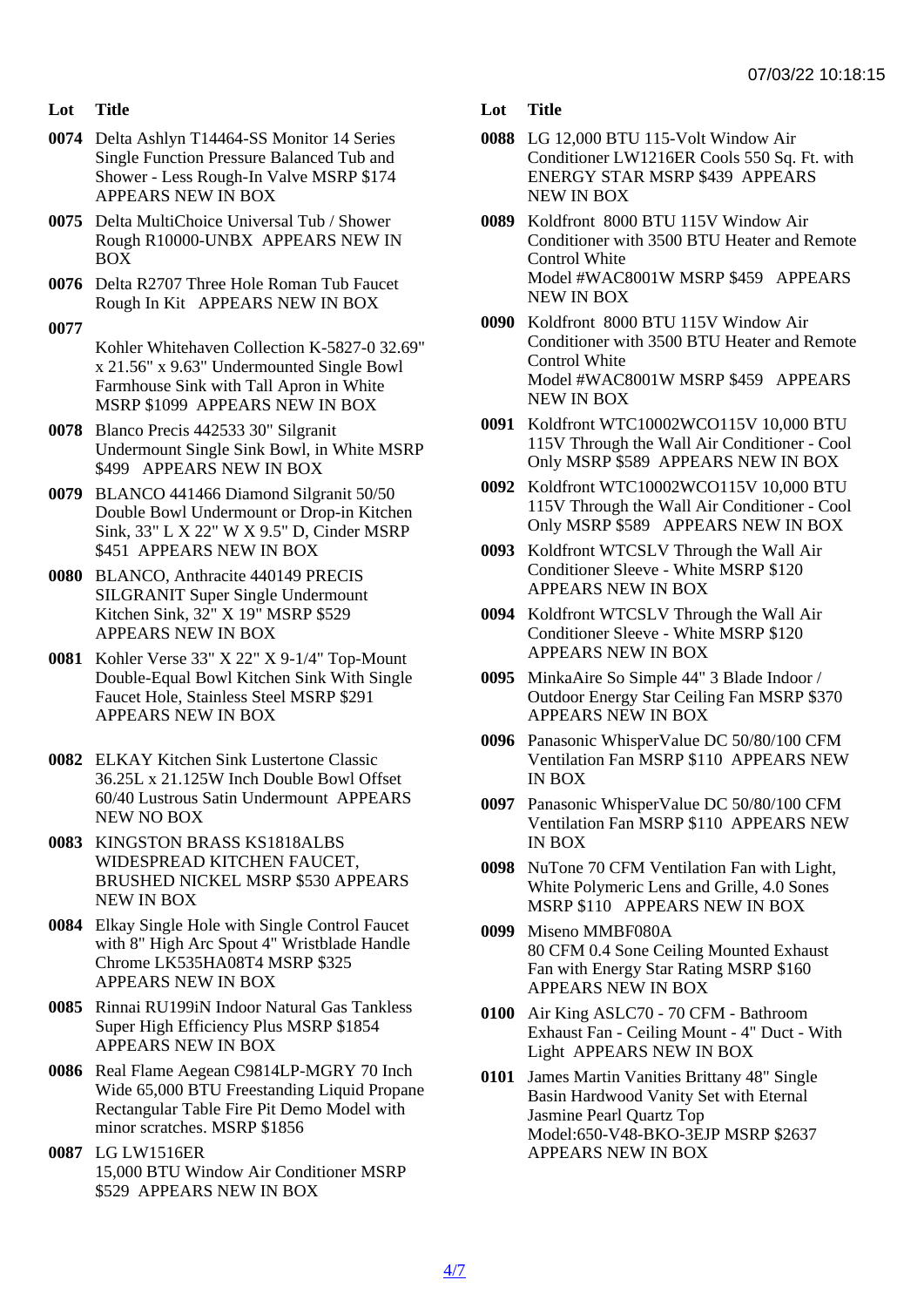| Lot | Title |
|---|---|
| 0074 | Delta Ashlyn T14464-SS Monitor 14 Series Single Function Pressure Balanced Tub and Shower - Less Rough-In Valve MSRP $174 APPEARS NEW IN BOX |
| 0075 | Delta MultiChoice Universal Tub / Shower Rough R10000-UNBX APPEARS NEW IN BOX |
| 0076 | Delta R2707 Three Hole Roman Tub Faucet Rough In Kit APPEARS NEW IN BOX |
| 0077 | Kohler Whitehaven Collection K-5827-0 32.69" x 21.56" x 9.63" Undermounted Single Bowl Farmhouse Sink with Tall Apron in White MSRP $1099 APPEARS NEW IN BOX |
| 0078 | Blanco Precis 442533 30" Silgranit Undermount Single Sink Bowl, in White MSRP $499 APPEARS NEW IN BOX |
| 0079 | BLANCO 441466 Diamond Silgranit 50/50 Double Bowl Undermount or Drop-in Kitchen Sink, 33" L X 22" W X 9.5" D, Cinder MSRP $451 APPEARS NEW IN BOX |
| 0080 | BLANCO, Anthracite 440149 PRECIS SILGRANIT Super Single Undermount Kitchen Sink, 32" X 19" MSRP $529 APPEARS NEW IN BOX |
| 0081 | Kohler Verse 33" X 22" X 9-1/4" Top-Mount Double-Equal Bowl Kitchen Sink With Single Faucet Hole, Stainless Steel MSRP $291 APPEARS NEW IN BOX |
| 0082 | ELKAY Kitchen Sink Lustertone Classic 36.25L x 21.125W Inch Double Bowl Offset 60/40 Lustrous Satin Undermount APPEARS NEW NO BOX |
| 0083 | KINGSTON BRASS KS1818ALBS WIDESPREAD KITCHEN FAUCET, BRUSHED NICKEL MSRP $530 APPEARS NEW IN BOX |
| 0084 | Elkay Single Hole with Single Control Faucet with 8" High Arc Spout 4" Wristblade Handle Chrome LK535HA08T4 MSRP $325 APPEARS NEW IN BOX |
| 0085 | Rinnai RU199iN Indoor Natural Gas Tankless Super High Efficiency Plus MSRP $1854 APPEARS NEW IN BOX |
| 0086 | Real Flame Aegean C9814LP-MGRY 70 Inch Wide 65,000 BTU Freestanding Liquid Propane Rectangular Table Fire Pit Demo Model with minor scratches. MSRP $1856 |
| 0087 | LG LW1516ER 15,000 BTU Window Air Conditioner MSRP $529 APPEARS NEW IN BOX |
| 0088 | LG 12,000 BTU 115-Volt Window Air Conditioner LW1216ER Cools 550 Sq. Ft. with ENERGY STAR MSRP $439 APPEARS NEW IN BOX |
| 0089 | Koldfront 8000 BTU 115V Window Air Conditioner with 3500 BTU Heater and Remote Control White Model #WAC8001W MSRP $459 APPEARS NEW IN BOX |
| 0090 | Koldfront 8000 BTU 115V Window Air Conditioner with 3500 BTU Heater and Remote Control White Model #WAC8001W MSRP $459 APPEARS NEW IN BOX |
| 0091 | Koldfront WTC10002WCO115V 10,000 BTU 115V Through the Wall Air Conditioner - Cool Only MSRP $589 APPEARS NEW IN BOX |
| 0092 | Koldfront WTC10002WCO115V 10,000 BTU 115V Through the Wall Air Conditioner - Cool Only MSRP $589 APPEARS NEW IN BOX |
| 0093 | Koldfront WTCSLV Through the Wall Air Conditioner Sleeve - White MSRP $120 APPEARS NEW IN BOX |
| 0094 | Koldfront WTCSLV Through the Wall Air Conditioner Sleeve - White MSRP $120 APPEARS NEW IN BOX |
| 0095 | MinkaAire So Simple 44" 3 Blade Indoor / Outdoor Energy Star Ceiling Fan MSRP $370 APPEARS NEW IN BOX |
| 0096 | Panasonic WhisperValue DC 50/80/100 CFM Ventilation Fan MSRP $110 APPEARS NEW IN BOX |
| 0097 | Panasonic WhisperValue DC 50/80/100 CFM Ventilation Fan MSRP $110 APPEARS NEW IN BOX |
| 0098 | NuTone 70 CFM Ventilation Fan with Light, White Polymeric Lens and Grille, 4.0 Sones MSRP $110 APPEARS NEW IN BOX |
| 0099 | Miseno MMBF080A 80 CFM 0.4 Sone Ceiling Mounted Exhaust Fan with Energy Star Rating MSRP $160 APPEARS NEW IN BOX |
| 0100 | Air King ASLC70 - 70 CFM - Bathroom Exhaust Fan - Ceiling Mount - 4" Duct - With Light APPEARS NEW IN BOX |
| 0101 | James Martin Vanities Brittany 48" Single Basin Hardwood Vanity Set with Eternal Jasmine Pearl Quartz Top Model:650-V48-BKO-3EJP MSRP $2637 APPEARS NEW IN BOX |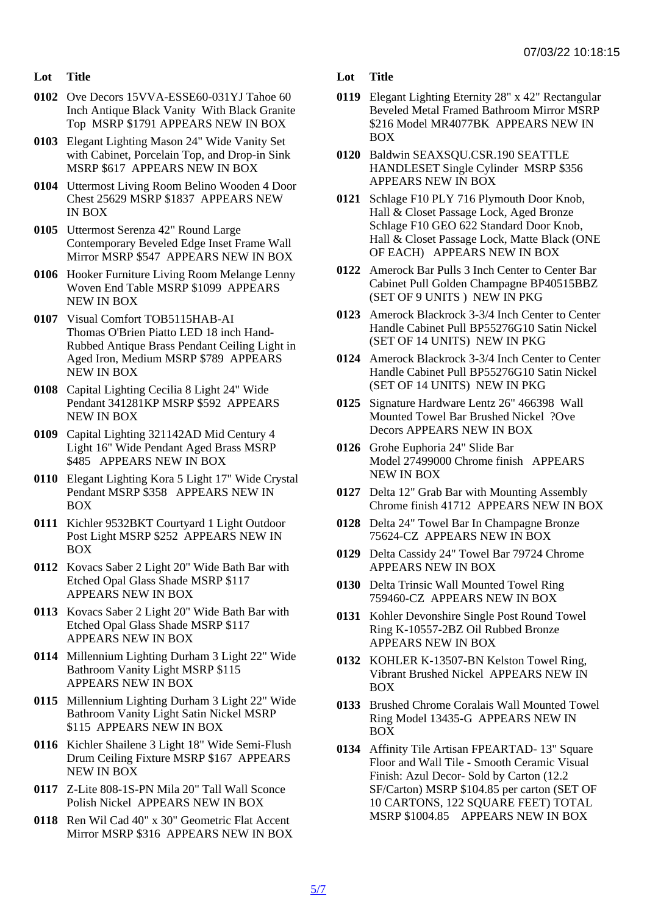| Lot | Title |
| --- | --- |
| 0102 | Ove Decors 15VVA-ESSE60-031YJ Tahoe 60 Inch Antique Black Vanity With Black Granite Top MSRP $1791 APPEARS NEW IN BOX |
| 0103 | Elegant Lighting Mason 24" Wide Vanity Set with Cabinet, Porcelain Top, and Drop-in Sink MSRP $617 APPEARS NEW IN BOX |
| 0104 | Uttermost Living Room Belino Wooden 4 Door Chest 25629 MSRP $1837 APPEARS NEW IN BOX |
| 0105 | Uttermost Serenza 42" Round Large Contemporary Beveled Edge Inset Frame Wall Mirror MSRP $547 APPEARS NEW IN BOX |
| 0106 | Hooker Furniture Living Room Melange Lenny Woven End Table MSRP $1099 APPEARS NEW IN BOX |
| 0107 | Visual Comfort TOB5115HAB-AI Thomas O'Brien Piatto LED 18 inch Hand-Rubbed Antique Brass Pendant Ceiling Light in Aged Iron, Medium MSRP $789 APPEARS NEW IN BOX |
| 0108 | Capital Lighting Cecilia 8 Light 24" Wide Pendant 341281KP MSRP $592 APPEARS NEW IN BOX |
| 0109 | Capital Lighting 321142AD Mid Century 4 Light 16" Wide Pendant Aged Brass MSRP $485 APPEARS NEW IN BOX |
| 0110 | Elegant Lighting Kora 5 Light 17" Wide Crystal Pendant MSRP $358 APPEARS NEW IN BOX |
| 0111 | Kichler 9532BKT Courtyard 1 Light Outdoor Post Light MSRP $252 APPEARS NEW IN BOX |
| 0112 | Kovacs Saber 2 Light 20" Wide Bath Bar with Etched Opal Glass Shade MSRP $117 APPEARS NEW IN BOX |
| 0113 | Kovacs Saber 2 Light 20" Wide Bath Bar with Etched Opal Glass Shade MSRP $117 APPEARS NEW IN BOX |
| 0114 | Millennium Lighting Durham 3 Light 22" Wide Bathroom Vanity Light MSRP $115 APPEARS NEW IN BOX |
| 0115 | Millennium Lighting Durham 3 Light 22" Wide Bathroom Vanity Light Satin Nickel MSRP $115 APPEARS NEW IN BOX |
| 0116 | Kichler Shailene 3 Light 18" Wide Semi-Flush Drum Ceiling Fixture MSRP $167 APPEARS NEW IN BOX |
| 0117 | Z-Lite 808-1S-PN Mila 20" Tall Wall Sconce Polish Nickel APPEARS NEW IN BOX |
| 0118 | Ren Wil Cad 40" x 30" Geometric Flat Accent Mirror MSRP $316 APPEARS NEW IN BOX |
| 0119 | Elegant Lighting Eternity 28" x 42" Rectangular Beveled Metal Framed Bathroom Mirror MSRP $216 Model MR4077BK APPEARS NEW IN BOX |
| 0120 | Baldwin SEAXSQU.CSR.190 SEATTLE HANDLESET Single Cylinder MSRP $356 APPEARS NEW IN BOX |
| 0121 | Schlage F10 PLY 716 Plymouth Door Knob, Hall & Closet Passage Lock, Aged Bronze Schlage F10 GEO 622 Standard Door Knob, Hall & Closet Passage Lock, Matte Black (ONE OF EACH) APPEARS NEW IN BOX |
| 0122 | Amerock Bar Pulls 3 Inch Center to Center Bar Cabinet Pull Golden Champagne BP40515BBZ (SET OF 9 UNITS ) NEW IN PKG |
| 0123 | Amerock Blackrock 3-3/4 Inch Center to Center Handle Cabinet Pull BP55276G10 Satin Nickel (SET OF 14 UNITS) NEW IN PKG |
| 0124 | Amerock Blackrock 3-3/4 Inch Center to Center Handle Cabinet Pull BP55276G10 Satin Nickel (SET OF 14 UNITS) NEW IN PKG |
| 0125 | Signature Hardware Lentz 26" 466398 Wall Mounted Towel Bar Brushed Nickel ?Ove Decors APPEARS NEW IN BOX |
| 0126 | Grohe Euphoria 24" Slide Bar Model 27499000 Chrome finish APPEARS NEW IN BOX |
| 0127 | Delta 12" Grab Bar with Mounting Assembly Chrome finish 41712 APPEARS NEW IN BOX |
| 0128 | Delta 24" Towel Bar In Champagne Bronze 75624-CZ APPEARS NEW IN BOX |
| 0129 | Delta Cassidy 24" Towel Bar 79724 Chrome APPEARS NEW IN BOX |
| 0130 | Delta Trinsic Wall Mounted Towel Ring 759460-CZ APPEARS NEW IN BOX |
| 0131 | Kohler Devonshire Single Post Round Towel Ring K-10557-2BZ Oil Rubbed Bronze APPEARS NEW IN BOX |
| 0132 | KOHLER K-13507-BN Kelston Towel Ring, Vibrant Brushed Nickel APPEARS NEW IN BOX |
| 0133 | Brushed Chrome Coralais Wall Mounted Towel Ring Model 13435-G APPEARS NEW IN BOX |
| 0134 | Affinity Tile Artisan FPEARTAD- 13" Square Floor and Wall Tile - Smooth Ceramic Visual Finish: Azul Decor- Sold by Carton (12.2 SF/Carton) MSRP $104.85 per carton (SET OF 10 CARTONS, 122 SQUARE FEET) TOTAL MSRP $1004.85 APPEARS NEW IN BOX |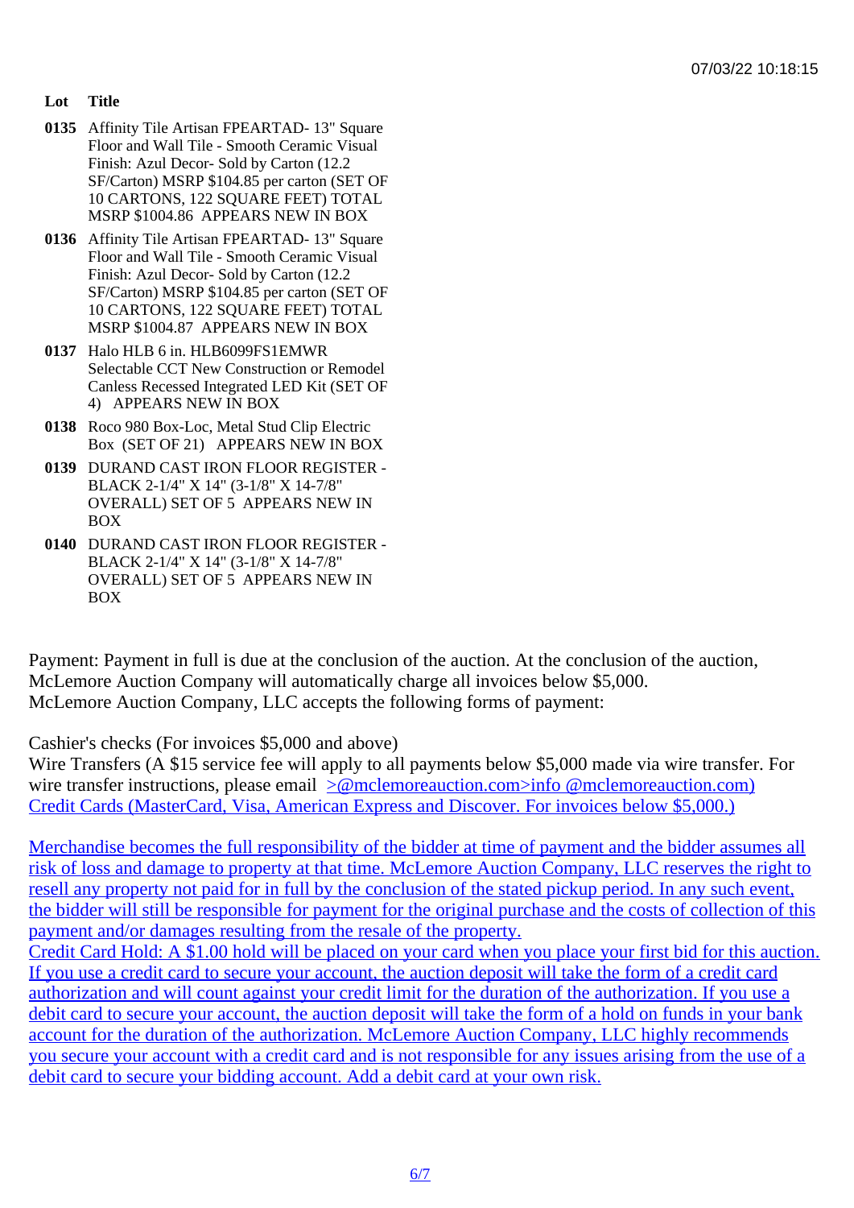07/03/22 10:18:15

| Lot | Title |
| --- | --- |
| 0135 | Affinity Tile Artisan FPEARTAD- 13" Square Floor and Wall Tile - Smooth Ceramic Visual Finish: Azul Decor- Sold by Carton (12.2 SF/Carton) MSRP $104.85 per carton (SET OF 10 CARTONS, 122 SQUARE FEET) TOTAL MSRP $1004.86 APPEARS NEW IN BOX |
| 0136 | Affinity Tile Artisan FPEARTAD- 13" Square Floor and Wall Tile - Smooth Ceramic Visual Finish: Azul Decor- Sold by Carton (12.2 SF/Carton) MSRP $104.85 per carton (SET OF 10 CARTONS, 122 SQUARE FEET) TOTAL MSRP $1004.87 APPEARS NEW IN BOX |
| 0137 | Halo HLB 6 in. HLB6099FS1EMWR Selectable CCT New Construction or Remodel Canless Recessed Integrated LED Kit (SET OF 4) APPEARS NEW IN BOX |
| 0138 | Roco 980 Box-Loc, Metal Stud Clip Electric Box (SET OF 21) APPEARS NEW IN BOX |
| 0139 | DURAND CAST IRON FLOOR REGISTER - BLACK 2-1/4" X 14" (3-1/8" X 14-7/8" OVERALL) SET OF 5 APPEARS NEW IN BOX |
| 0140 | DURAND CAST IRON FLOOR REGISTER - BLACK 2-1/4" X 14" (3-1/8" X 14-7/8" OVERALL) SET OF 5 APPEARS NEW IN BOX |

Payment: Payment in full is due at the conclusion of the auction. At the conclusion of the auction, McLemore Auction Company will automatically charge all invoices below $5,000.
McLemore Auction Company, LLC accepts the following forms of payment:

Cashier's checks (For invoices $5,000 and above)
Wire Transfers (A $15 service fee will apply to all payments below $5,000 made via wire transfer. For wire transfer instructions, please email >@mclemoreauction.com>info @mclemoreauction.com)
Credit Cards (MasterCard, Visa, American Express and Discover. For invoices below $5,000.)

Merchandise becomes the full responsibility of the bidder at time of payment and the bidder assumes all risk of loss and damage to property at that time. McLemore Auction Company, LLC reserves the right to resell any property not paid for in full by the conclusion of the stated pickup period. In any such event, the bidder will still be responsible for payment for the original purchase and the costs of collection of this payment and/or damages resulting from the resale of the property.
Credit Card Hold: A $1.00 hold will be placed on your card when you place your first bid for this auction. If you use a credit card to secure your account, the auction deposit will take the form of a credit card authorization and will count against your credit limit for the duration of the authorization. If you use a debit card to secure your account, the auction deposit will take the form of a hold on funds in your bank account for the duration of the authorization. McLemore Auction Company, LLC highly recommends you secure your account with a credit card and is not responsible for any issues arising from the use of a debit card to secure your bidding account. Add a debit card at your own risk.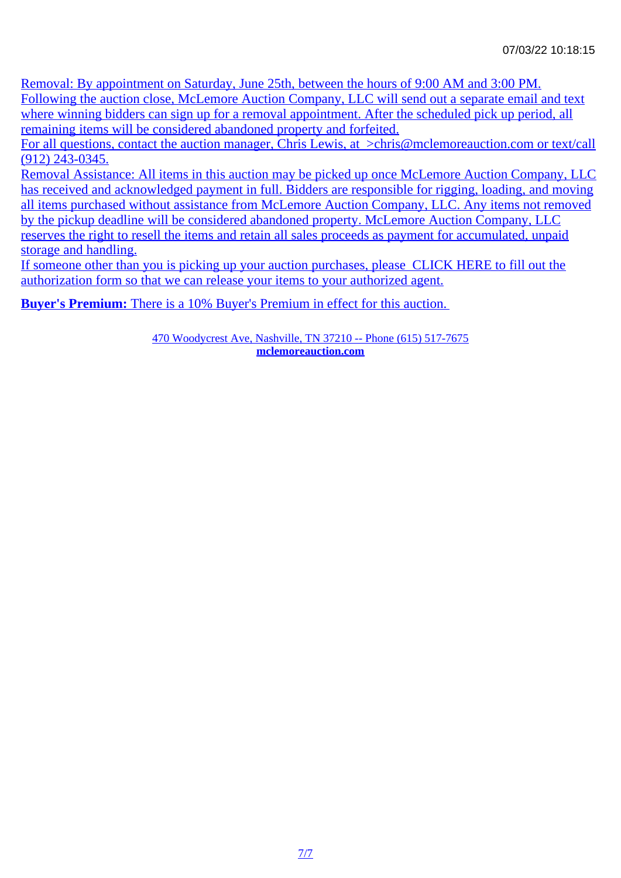Removal: By appointment on Saturday, June 25th, between the hours of 9:00 AM and 3:00 PM.
Following the auction close, McLemore Auction Company, LLC will send out a separate email and text where winning bidders can sign up for a removal appointment. After the scheduled pick up period, all remaining items will be considered abandoned property and forfeited.
For all questions, contact the auction manager, Chris Lewis, at >chris@mclemoreauction.com or text/call (912) 243-0345.
Removal Assistance: All items in this auction may be picked up once McLemore Auction Company, LLC has received and acknowledged payment in full. Bidders are responsible for rigging, loading, and moving all items purchased without assistance from McLemore Auction Company, LLC. Any items not removed by the pickup deadline will be considered abandoned property. McLemore Auction Company, LLC reserves the right to resell the items and retain all sales proceeds as payment for accumulated, unpaid storage and handling.
If someone other than you is picking up your auction purchases, please CLICK HERE to fill out the authorization form so that we can release your items to your authorized agent.

**Buyer's Premium:** There is a 10% Buyer's Premium in effect for this auction.

470 Woodycrest Ave, Nashville, TN 37210 -- Phone (615) 517-7675
**mclemoreauction.com**